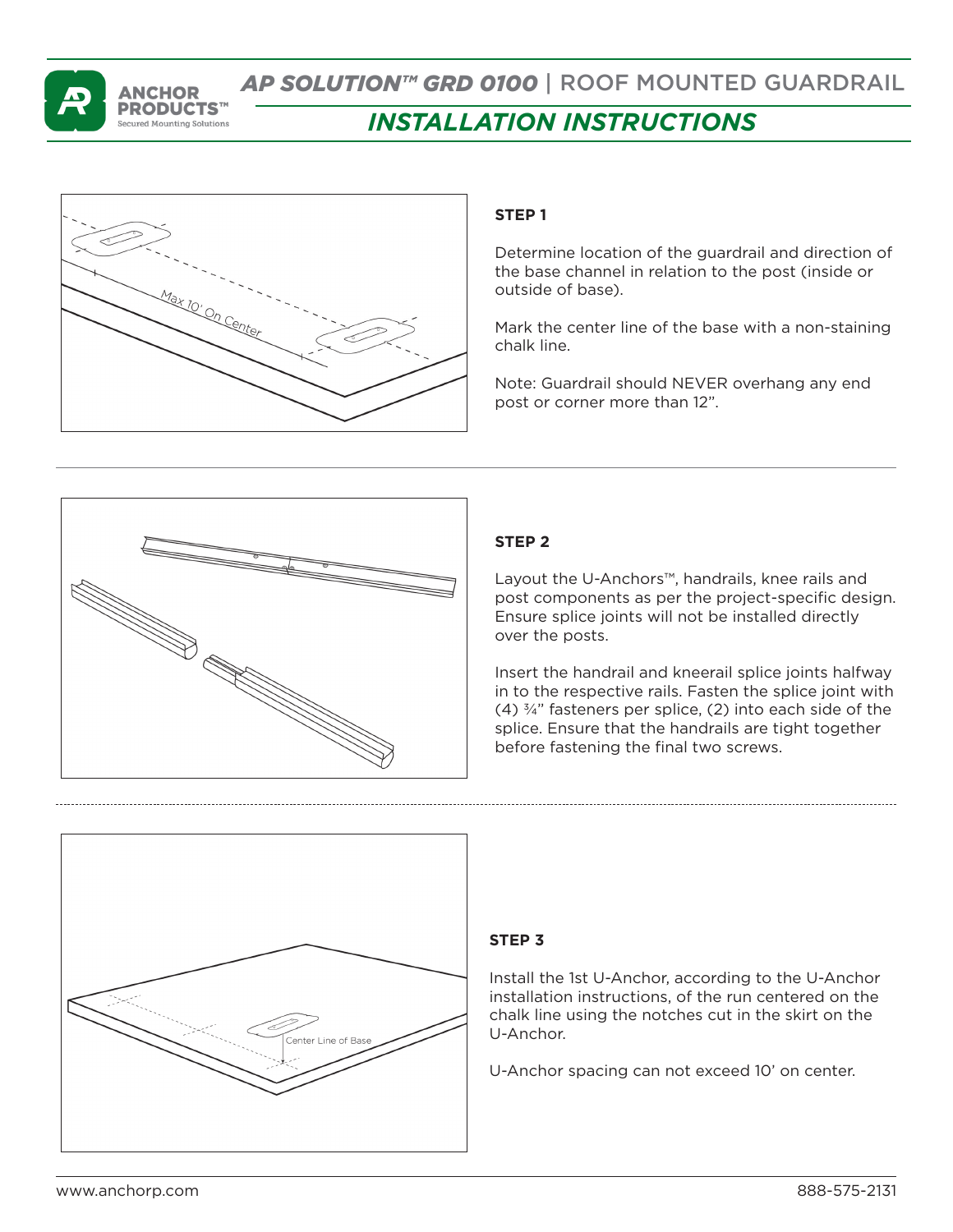# AP SOLUTION™ GRD 0100 | ROOF MOUNTED GUARDRAIL

## INSTALLATION INSTRUCTIONS

Max 10' On Center

### STEP 1

Determine location of the guardrail and direction of the base channel in relation to the post (inside or outside of base).

Mark the center line of the base with a non-staining chalk line.

Note: Guardrail should NEVER overhang any end post or corner more than 12".

### STEP 2

Layout the U-Anchors™, handrails, knee rails and post components as per the project-specific design. Ensure splice joints will not be installed directly over the posts.

Insert the handrail and kneerail splice joints halfway in to the respective rails. Fasten the splice joint with (4) ¾" fasteners per splice, (2) into each side of the splice. Ensure that the handrails are tight together before fastening the final two screws.

Center Line of Base

### STEP 3

Install the 1st U-Anchor, according to the U-Anchor installation instructions, of the run centered on the chalk line using the notches cut in the skirt on the U-Anchor.

U-Anchor spacing can not exceed 10' on center.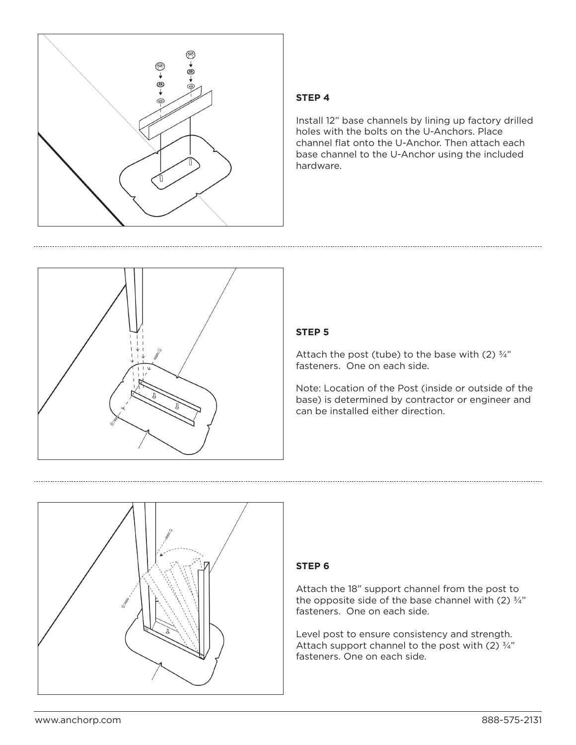**STEP 4**

Install 12" base channels by lining up factory drilled holes with the bolts on the U-Anchors. Place channel flat onto the U-Anchor. Then attach each base channel to the U-Anchor using the included hardware.

**STEP 5**

Attach the post (tube) to the base with (2) ¾" fasteners. One on each side.

Note: Location of the Post (inside or outside of the base) is determined by contractor or engineer and can be installed either direction.

**STEP 6**

Attach the 18" support channel from the post to the opposite side of the base channel with (2) ¾" fasteners. One on each side.

Level post to ensure consistency and strength. Attach support channel to the post with (2) ¾" fasteners. One on each side.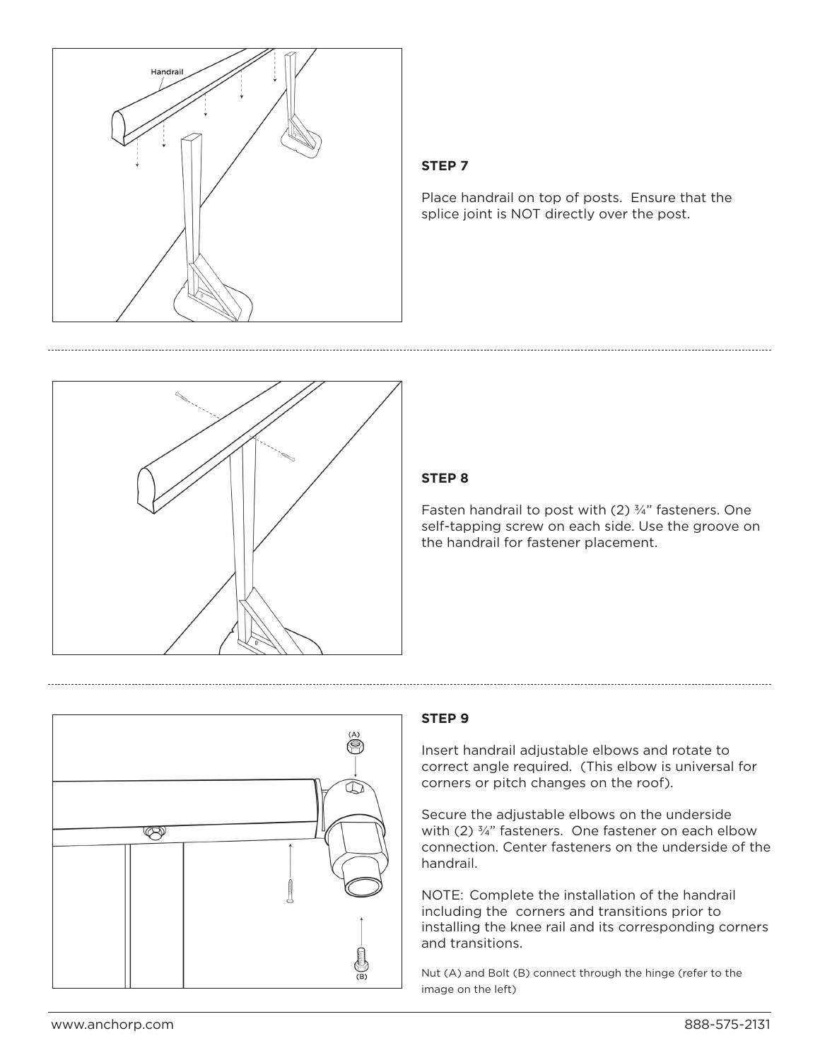**STEP 7**

Place handrail on top of posts. Ensure that the splice joint is NOT directly over the post.

**STEP 8**

Fasten handrail to post with (2) ¾" fasteners. One self-tapping screw on each side. Use the groove on the handrail for fastener placement.

**STEP 9**

Insert handrail adjustable elbows and rotate to correct angle required. (This elbow is universal for corners or pitch changes on the roof).

Secure the adjustable elbows on the underside with (2) ¾" fasteners. One fastener on each elbow connection. Center fasteners on the underside of the handrail.

NOTE: Complete the installation of the handrail including the corners and transitions prior to installing the knee rail and its corresponding corners and transitions.

Nut (A) and Bolt (B) connect through the hinge (refer to the image on the left)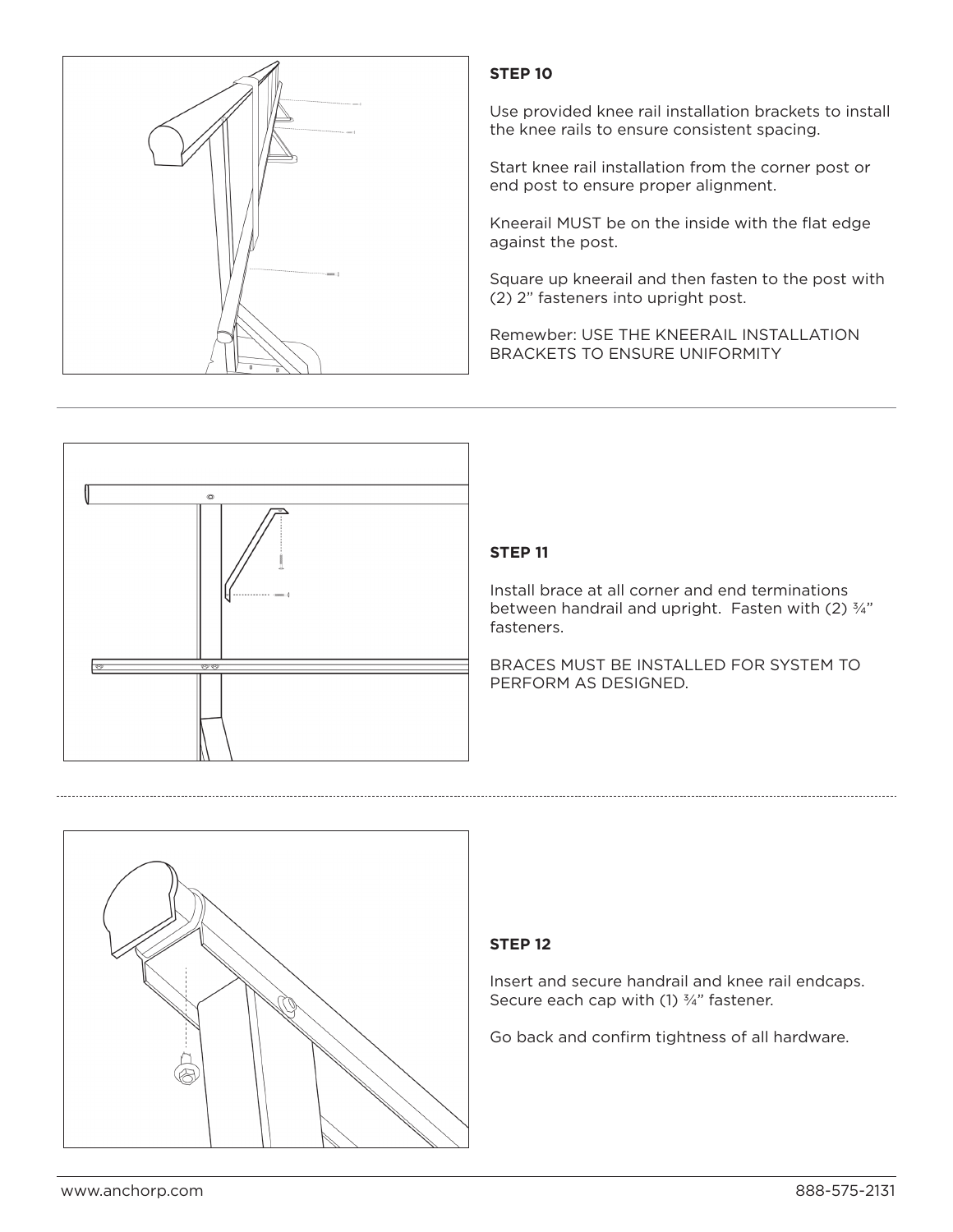**STEP 10**

Use provided knee rail installation brackets to install the knee rails to ensure consistent spacing.

Start knee rail installation from the corner post or end post to ensure proper alignment.

Kneerail MUST be on the inside with the flat edge against the post.

Square up kneerail and then fasten to the post with (2) 2" fasteners into upright post.

Remewber: USE THE KNEERAIL INSTALLATION BRACKETS TO ENSURE UNIFORMITY

---

**STEP 11**

Install brace at all corner and end terminations between handrail and upright. Fasten with (2) ¾" fasteners.

BRACES MUST BE INSTALLED FOR SYSTEM TO PERFORM AS DESIGNED.

---

**STEP 12**

Insert and secure handrail and knee rail endcaps. Secure each cap with (1) ¾" fastener.

Go back and confirm tightness of all hardware.